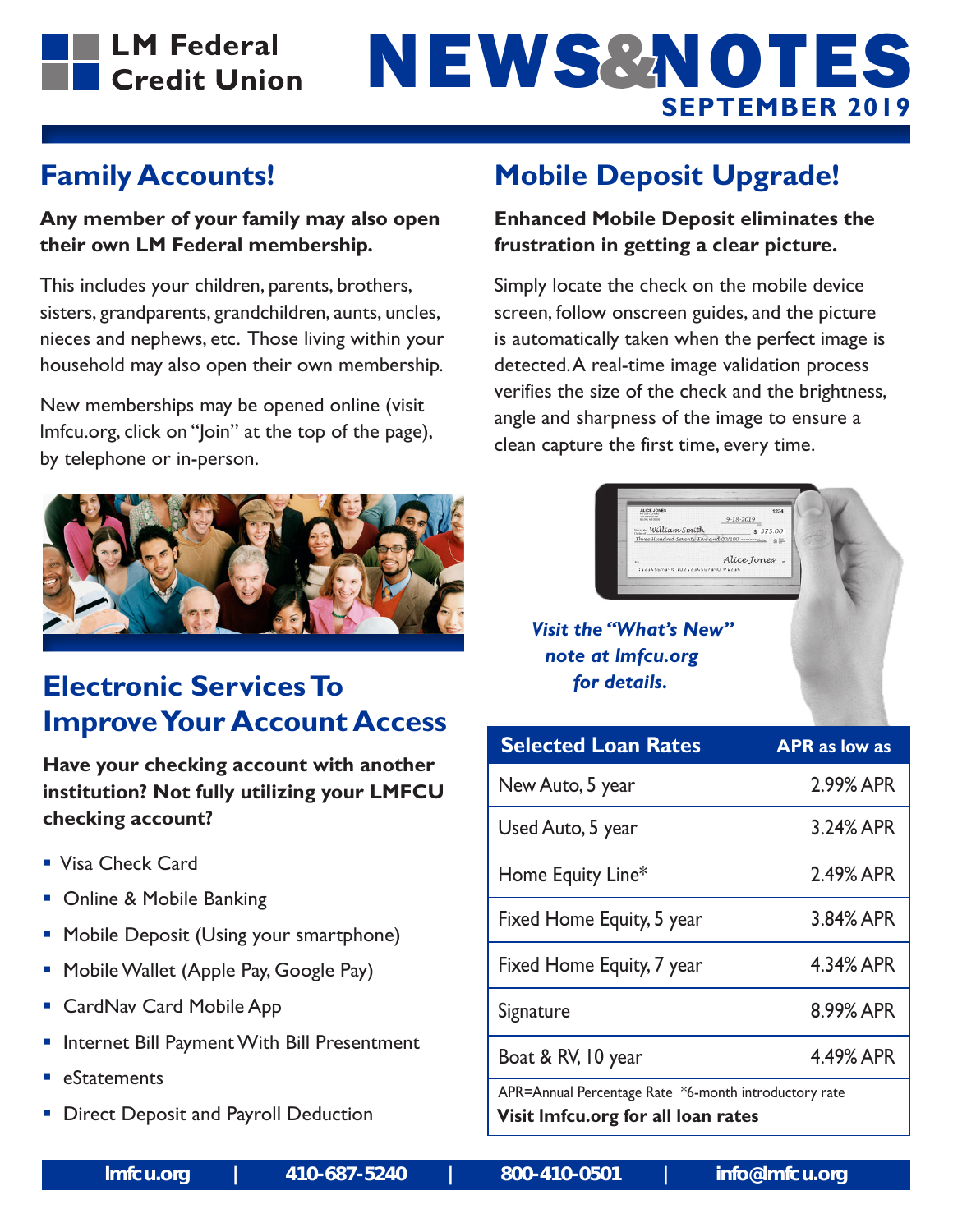# LM Federal Credit Union

# NEWS&NOTES

**SEPTEMBER 2019**

## Family Accounts!

**Any member of your family may also open their own LM Federal membership.**

This includes your children, parents, brothers, sisters, grandparents, grandchildren, aunts, uncles, nieces and nephews, etc. Those living within your household may also open their own membership.

New memberships may be opened online (visit lmfcu.org, click on "Join" at the top of the page), by telephone or in-person.

## Electronic Services To Improve Your Account Access

**Have your checking account with another institution? Not fully utilizing your LMFCU checking account?**

- Visa Check Card
- Online & Mobile Banking
- Mobile Deposit (Using your smartphone)
- Mobile Wallet (Apple Pay, Google Pay)
- CardNav Card Mobile App
- Internet Bill Payment With Bill Presentment
- eStatements
- Direct Deposit and Payroll Deduction

## Mobile Deposit Upgrade!

**Enhanced Mobile Deposit eliminates the frustration in getting a clear picture.**

Simply locate the check on the mobile device screen, follow onscreen guides, and the picture is automatically taken when the perfect image is detected. A real-time image validation process verifies the size of the check and the brightness, angle and sharpness of the image to ensure a clean capture the first time, every time.

***Visit the "What's New" note at lmfcu.org for details.***

| Selected Loan Rates | APR as low as |
| --- | --- |
| New Auto, 5 year | 2.99% APR |
| Used Auto, 5 year | 3.24% APR |
| Home Equity Line* | 2.49% APR |
| Fixed Home Equity, 5 year | 3.84% APR |
| Fixed Home Equity, 7 year | 4.34% APR |
| Signature | 8.99% APR |
| Boat & RV, 10 year | 4.49% APR |

APR=Annual Percentage Rate *6-month introductory rate

**Visit lmfcu.org for all loan rates**

lmfcu.org | 410-687-5240 | 800-410-0501 | info@lmfcu.org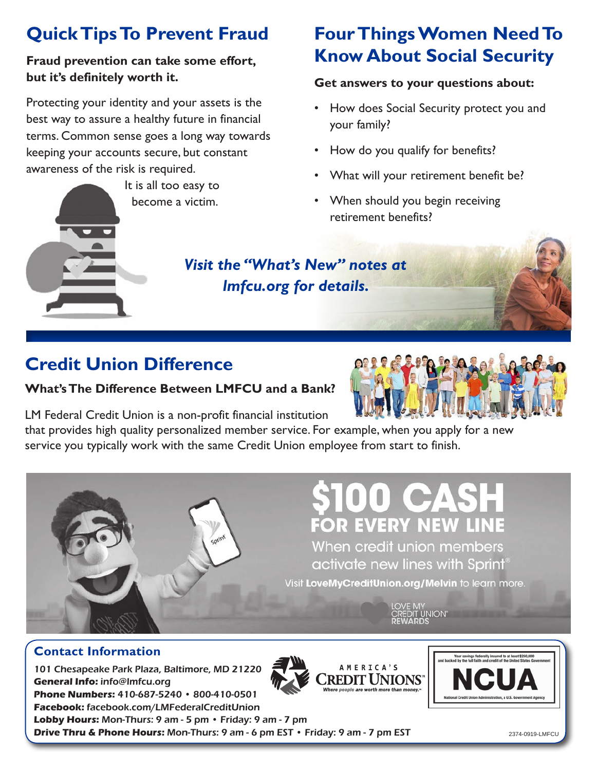## Quick Tips To Prevent Fraud

**Fraud prevention can take some effort, but it's definitely worth it.**

Protecting your identity and your assets is the best way to assure a healthy future in financial terms. Common sense goes a long way towards keeping your accounts secure, but constant awareness of the risk is required. It is all too easy to become a victim.

## Four Things Women Need To Know About Social Security

**Get answers to your questions about:**

- How does Social Security protect you and your family?
- How do you qualify for benefits?
- What will your retirement benefit be?
- When should you begin receiving retirement benefits?

***Visit the "What's New" notes at lmfcu.org for details.***

## Credit Union Difference

**What's The Difference Between LMFCU and a Bank?**

LM Federal Credit Union is a non-profit financial institution that provides high quality personalized member service. For example, when you apply for a new service you typically work with the same Credit Union employee from start to finish.

# $100 CASH FOR EVERY NEW LINE

When credit union members activate new lines with Sprint®

Visit **LoveMyCreditUnion.org/Melvin** to learn more.

LOVE MY CREDIT UNION® REWARDS

### Contact Information

*101 Chesapeake Park Plaza, Baltimore, MD 21220*
**General Info:** info@lmfcu.org
**Phone Numbers:** 410-687-5240 • 800-410-0501
**Facebook:** facebook.com/LMFederalCreditUnion
**Lobby Hours:** Mon-Thurs: 9 am - 5 pm • Friday: 9 am - 7 pm
**Drive Thru & Phone Hours:** Mon-Thurs: 9 am - 6 pm EST • Friday: 9 am - 7 pm EST

AMERICA'S CREDIT UNIONS™ *Where people are worth more than money.*™

Your savings federally insured to at least $250,000 and backed by the full faith and credit of the United States Government

NCUA

National Credit Union Administration, a U.S. Government Agency

2374-0919-LMFCU